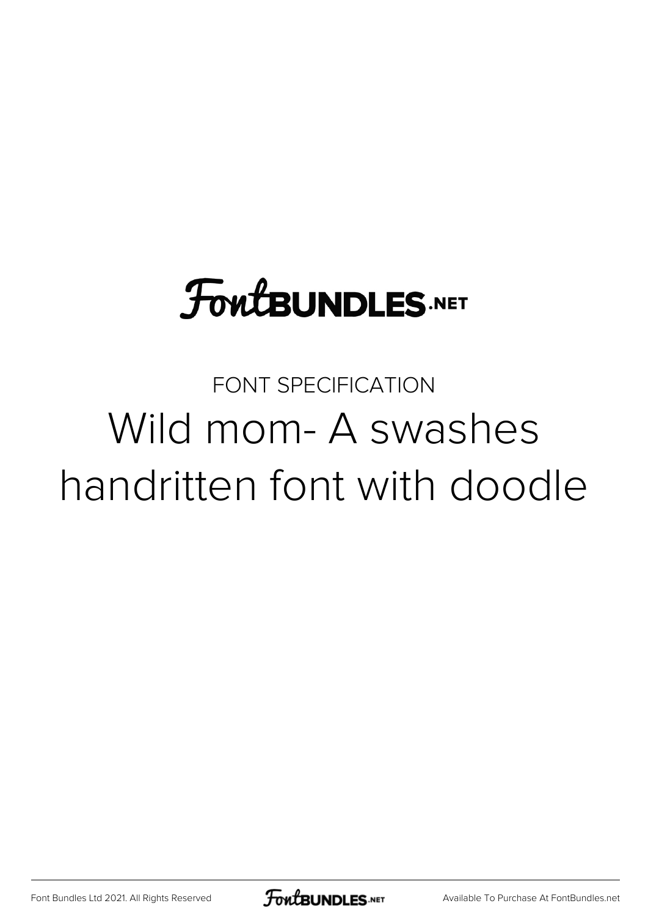FontBUNDLES.NET

FONT SPECIFICATION

# Wild mom- A swashes handritten font with doodle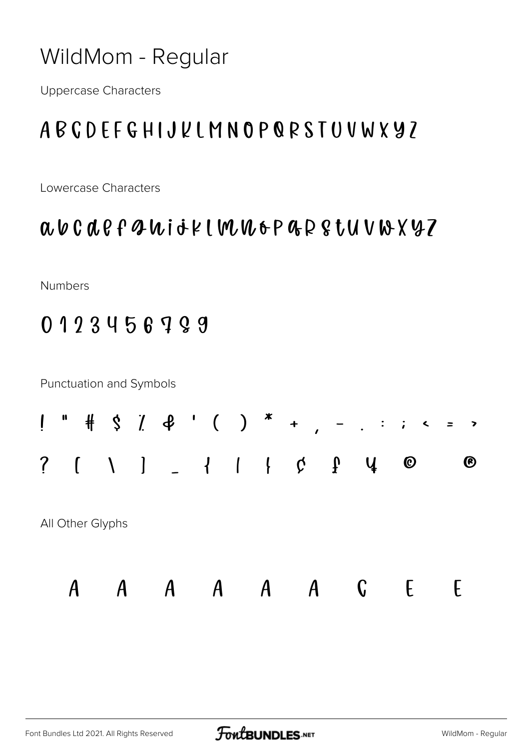# WildMom - Regular

Uppercase Characters

A B C D E F G H I J K L M N O P Q R S T U V W X Y Z

Lowercase Characters

a b c d e f g h i j k l m n o p q r s t u v w x y z

Numbers

0 1 2 3 4 5 6 7 8 9

Punctuation and Symbols

! " # $ % & ' ( ) * + , - . : ; < = >

? [ \ ] _ { | } ¢ ƒ ¥ © ®

All Other Glyphs

À Á Â Ã Ä Å Ç È É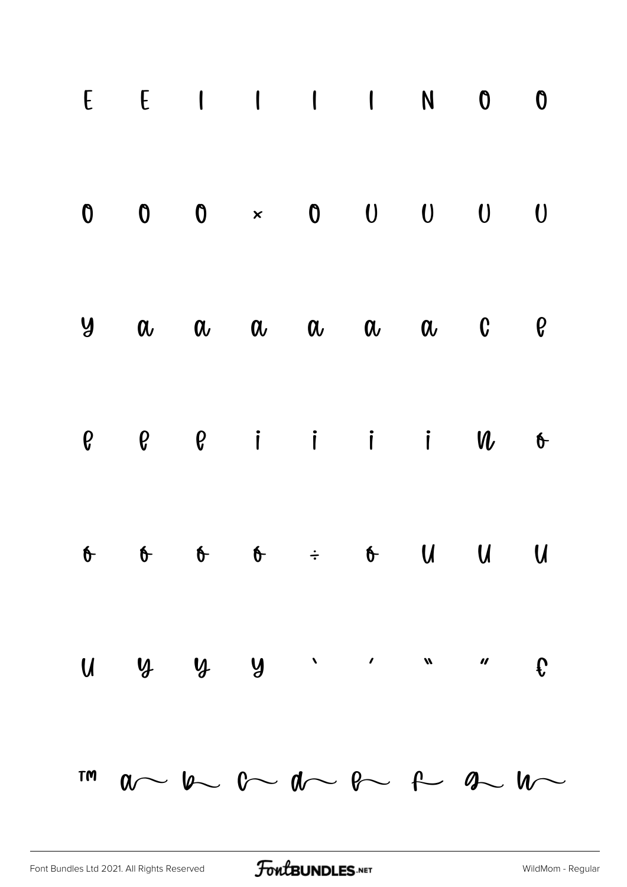E E I I I I N O O

O O O × O U U U U

y a a a a a a c e

e e e i i i i n o

o o o o ÷ o u u u

u y y y ` ´ " " €

™ a~ b~ c~ d~ e~ f~ g~ h~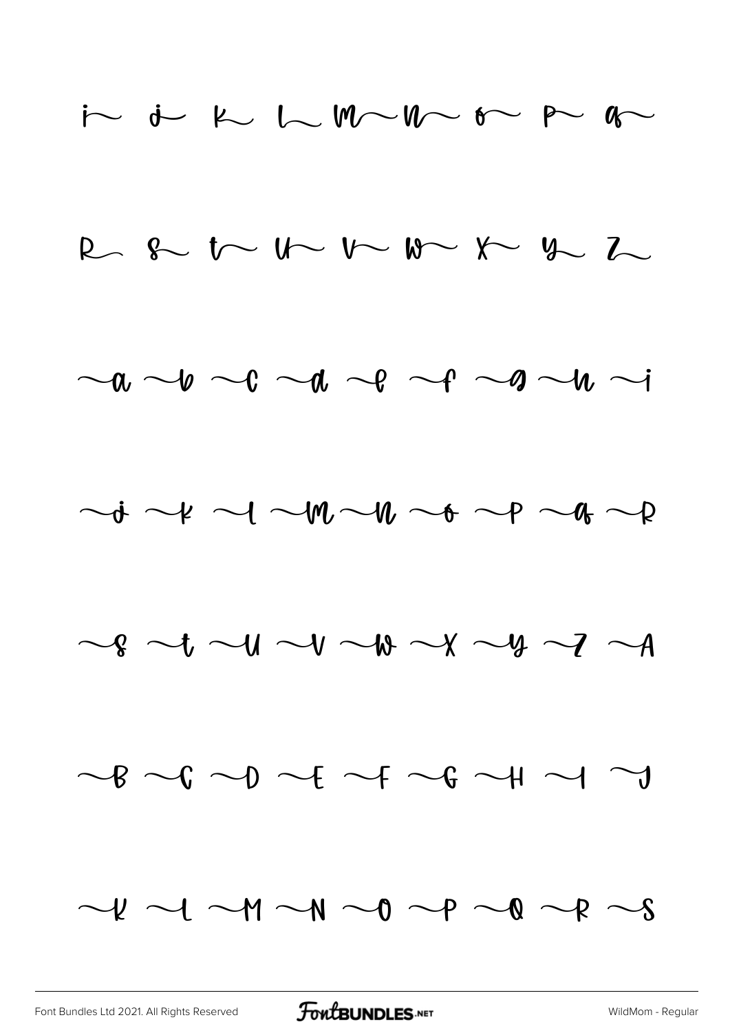i~ j~ k~ l~ m~ n~ o~ p~ q~

r~ s~ t~ u~ v~ w~ x~ y~ z~

~a ~b ~c ~d ~e ~f ~g ~h ~i

~j ~k ~l ~m ~n ~o ~p ~q ~r

~s ~t ~u ~v ~w ~x ~y ~z ~A

~B ~C ~D ~E ~F ~G ~H ~I ~J

~K ~L ~M ~N ~O ~P ~Q ~R ~S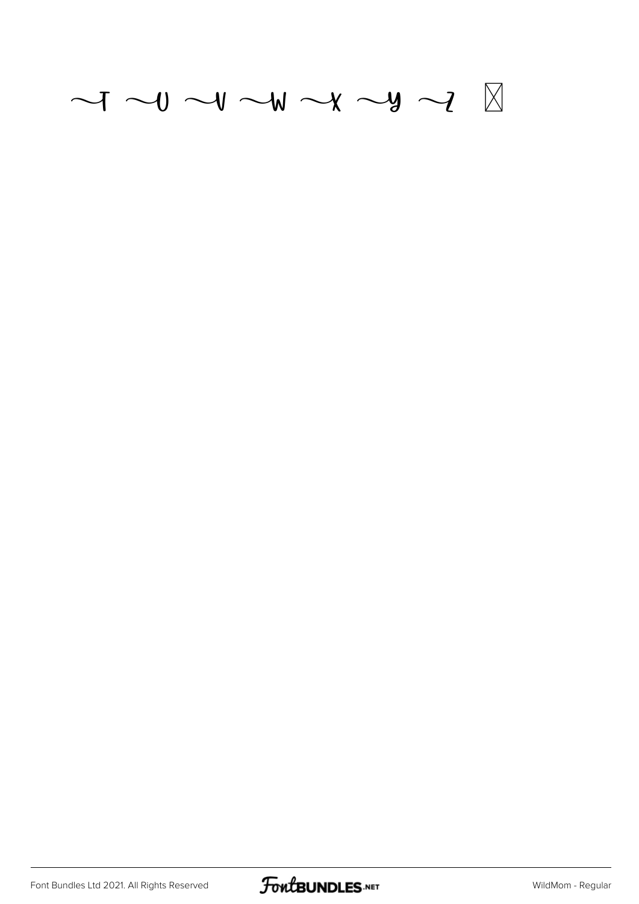~T ~U ~V ~W ~X ~Y ~Z ⊠